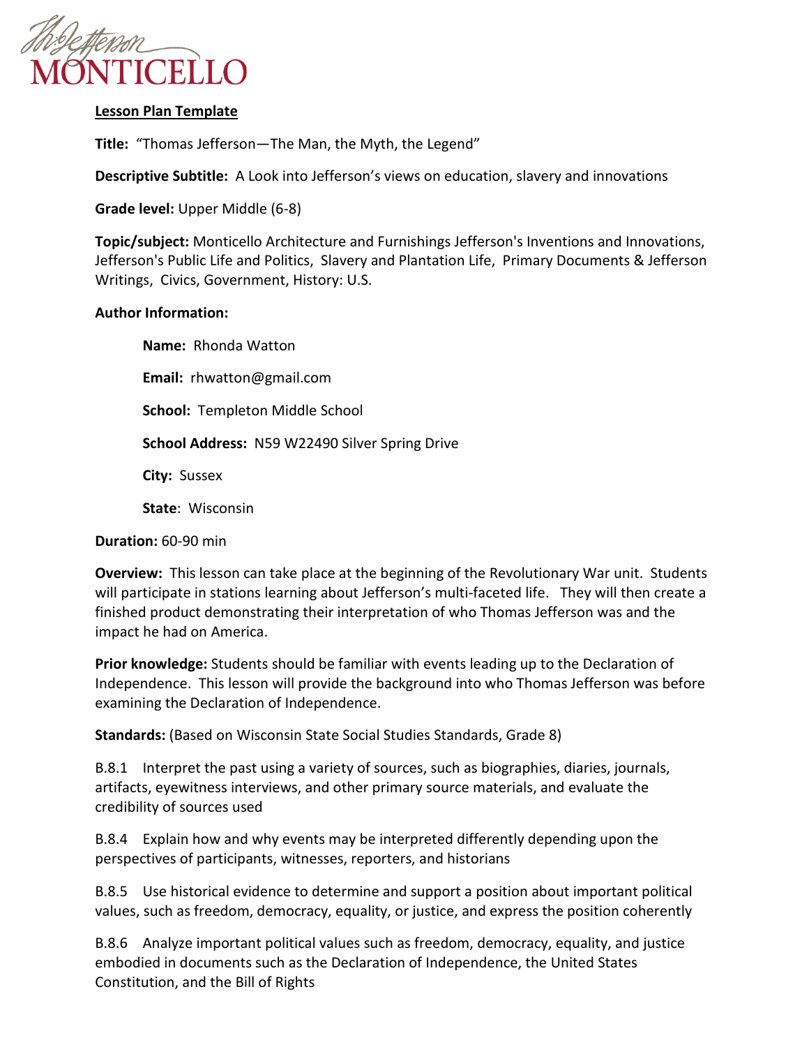**Lesson Plan Template**

**Title:** "Thomas Jefferson—The Man, the Myth, the Legend"

**Descriptive Subtitle:** A Look into Jefferson's views on education, slavery and innovations

**Grade level:** Upper Middle (6-8)

**Topic/subject:** Monticello Architecture and Furnishings Jefferson's Inventions and Innovations, Jefferson's Public Life and Politics, Slavery and Plantation Life, Primary Documents & Jefferson Writings, Civics, Government, History: U.S.

**Author Information:**

**Name:** Rhonda Watton

**Email:** rhwatton@gmail.com

**School:** Templeton Middle School

**School Address:** N59 W22490 Silver Spring Drive

**City:** Sussex

**State**: Wisconsin

**Duration:** 60-90 min

**Overview:** This lesson can take place at the beginning of the Revolutionary War unit. Students will participate in stations learning about Jefferson's multi-faceted life. They will then create a finished product demonstrating their interpretation of who Thomas Jefferson was and the impact he had on America.

**Prior knowledge:** Students should be familiar with events leading up to the Declaration of Independence. This lesson will provide the background into who Thomas Jefferson was before examining the Declaration of Independence.

**Standards:** (Based on Wisconsin State Social Studies Standards, Grade 8)

B.8.1 Interpret the past using a variety of sources, such as biographies, diaries, journals, artifacts, eyewitness interviews, and other primary source materials, and evaluate the credibility of sources used

B.8.4 Explain how and why events may be interpreted differently depending upon the perspectives of participants, witnesses, reporters, and historians

B.8.5 Use historical evidence to determine and support a position about important political values, such as freedom, democracy, equality, or justice, and express the position coherently

B.8.6 Analyze important political values such as freedom, democracy, equality, and justice embodied in documents such as the Declaration of Independence, the United States Constitution, and the Bill of Rights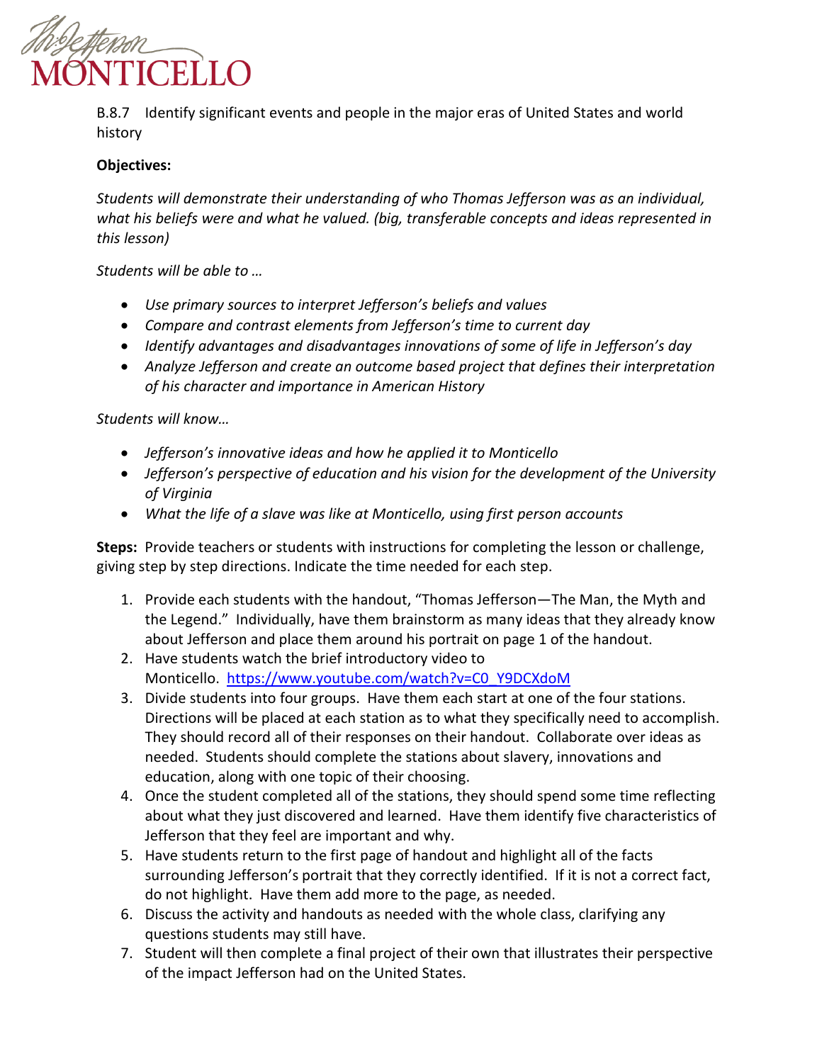B.8.7 Identify significant events and people in the major eras of United States and world history

**Objectives:**

*Students will demonstrate their understanding of who Thomas Jefferson was as an individual, what his beliefs were and what he valued. (big, transferable concepts and ideas represented in this lesson)*

*Students will be able to …*

- *Use primary sources to interpret Jefferson's beliefs and values*
- *Compare and contrast elements from Jefferson's time to current day*
- *Identify advantages and disadvantages innovations of some of life in Jefferson's day*
- *Analyze Jefferson and create an outcome based project that defines their interpretation of his character and importance in American History*

*Students will know…*

- *Jefferson's innovative ideas and how he applied it to Monticello*
- *Jefferson's perspective of education and his vision for the development of the University of Virginia*
- *What the life of a slave was like at Monticello, using first person accounts*

**Steps:** Provide teachers or students with instructions for completing the lesson or challenge, giving step by step directions. Indicate the time needed for each step.

1. Provide each students with the handout, "Thomas Jefferson—The Man, the Myth and the Legend." Individually, have them brainstorm as many ideas that they already know about Jefferson and place them around his portrait on page 1 of the handout.
2. Have students watch the brief introductory video to Monticello. https://www.youtube.com/watch?v=C0_Y9DCXdoM
3. Divide students into four groups. Have them each start at one of the four stations. Directions will be placed at each station as to what they specifically need to accomplish. They should record all of their responses on their handout. Collaborate over ideas as needed. Students should complete the stations about slavery, innovations and education, along with one topic of their choosing.
4. Once the student completed all of the stations, they should spend some time reflecting about what they just discovered and learned. Have them identify five characteristics of Jefferson that they feel are important and why.
5. Have students return to the first page of handout and highlight all of the facts surrounding Jefferson's portrait that they correctly identified. If it is not a correct fact, do not highlight. Have them add more to the page, as needed.
6. Discuss the activity and handouts as needed with the whole class, clarifying any questions students may still have.
7. Student will then complete a final project of their own that illustrates their perspective of the impact Jefferson had on the United States.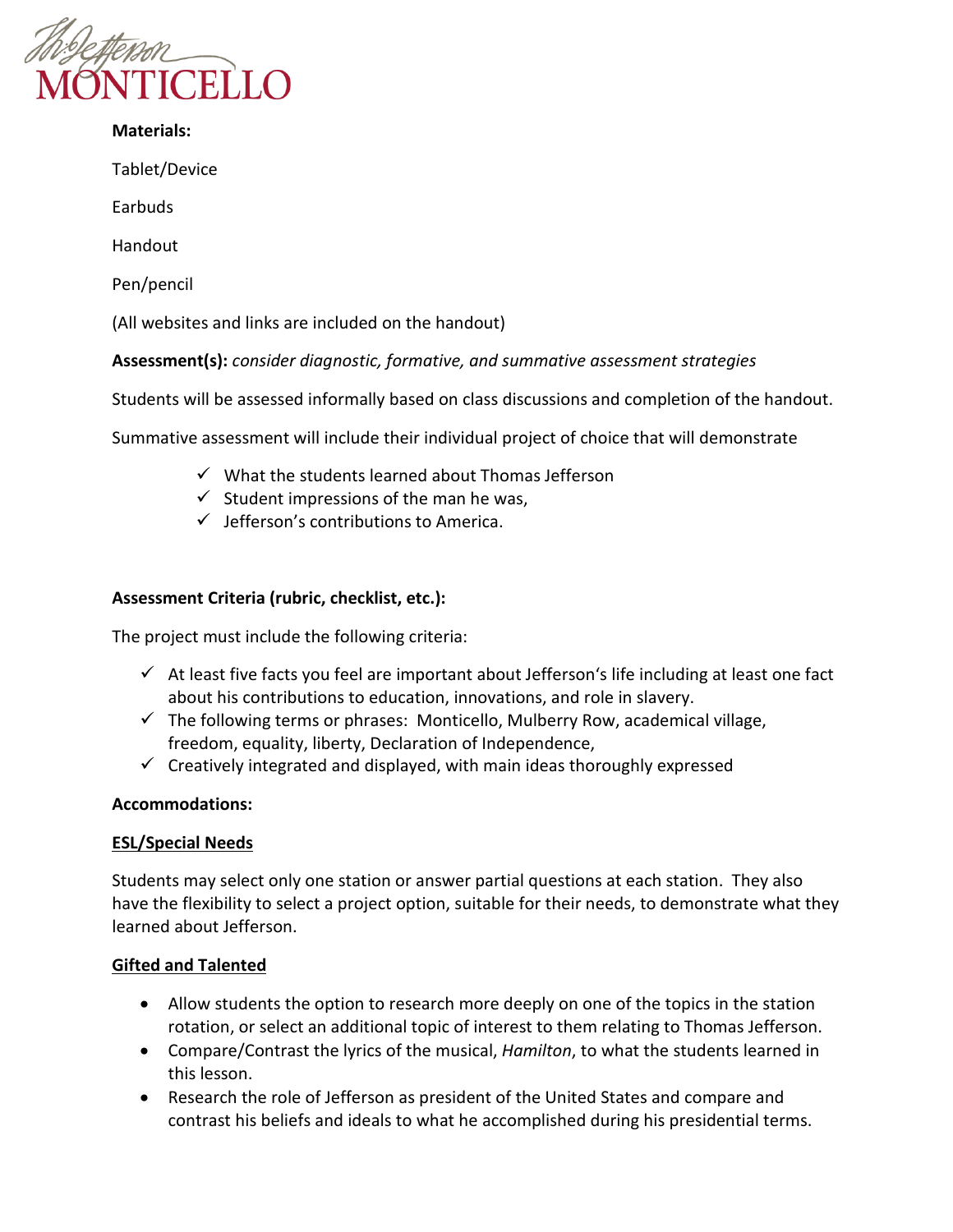**Materials:**

Tablet/Device

Earbuds

Handout

Pen/pencil

(All websites and links are included on the handout)

**Assessment(s):** *consider diagnostic, formative, and summative assessment strategies*

Students will be assessed informally based on class discussions and completion of the handout.

Summative assessment will include their individual project of choice that will demonstrate

- ✓ What the students learned about Thomas Jefferson
- ✓ Student impressions of the man he was,
- ✓ Jefferson's contributions to America.

**Assessment Criteria (rubric, checklist, etc.):**

The project must include the following criteria:

- ✓ At least five facts you feel are important about Jefferson's life including at least one fact about his contributions to education, innovations, and role in slavery.
- ✓ The following terms or phrases: Monticello, Mulberry Row, academical village, freedom, equality, liberty, Declaration of Independence,
- ✓ Creatively integrated and displayed, with main ideas thoroughly expressed

**Accommodations:**

**ESL/Special Needs**

Students may select only one station or answer partial questions at each station. They also have the flexibility to select a project option, suitable for their needs, to demonstrate what they learned about Jefferson.

**Gifted and Talented**

- Allow students the option to research more deeply on one of the topics in the station rotation, or select an additional topic of interest to them relating to Thomas Jefferson.
- Compare/Contrast the lyrics of the musical, *Hamilton*, to what the students learned in this lesson.
- Research the role of Jefferson as president of the United States and compare and contrast his beliefs and ideals to what he accomplished during his presidential terms.